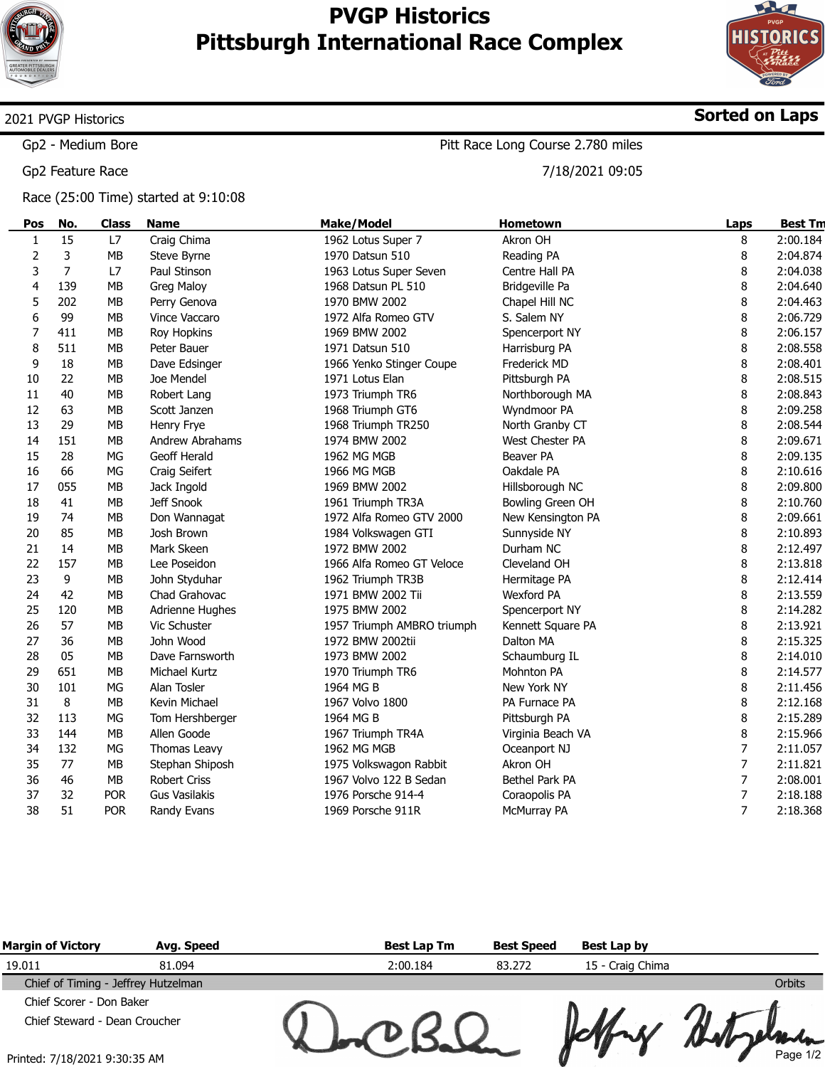# PVGP Historics
# Pittsburgh International Race Complex

2021 PVGP Historics — **Sorted on Laps**

Gp2 - Medium Bore — Pitt Race Long Course 2.780 miles

Gp2 Feature Race — 7/18/2021 09:05

Race (25:00 Time) started at 9:10:08

| Pos | No. | Class | Name | Make/Model | Hometown | Laps | Best Tm |
|---|---|---|---|---|---|---|---|
| 1 | 15 | L7 | Craig Chima | 1962 Lotus Super 7 | Akron OH | 8 | 2:00.184 |
| 2 | 3 | MB | Steve Byrne | 1970 Datsun 510 | Reading PA | 8 | 2:04.874 |
| 3 | 7 | L7 | Paul Stinson | 1963 Lotus Super Seven | Centre Hall PA | 8 | 2:04.038 |
| 4 | 139 | MB | Greg Maloy | 1968 Datsun PL 510 | Bridgeville Pa | 8 | 2:04.640 |
| 5 | 202 | MB | Perry Genova | 1970 BMW 2002 | Chapel Hill NC | 8 | 2:04.463 |
| 6 | 99 | MB | Vince Vaccaro | 1972 Alfa Romeo GTV | S. Salem NY | 8 | 2:06.729 |
| 7 | 411 | MB | Roy Hopkins | 1969 BMW 2002 | Spencerport NY | 8 | 2:06.157 |
| 8 | 511 | MB | Peter Bauer | 1971 Datsun 510 | Harrisburg PA | 8 | 2:08.558 |
| 9 | 18 | MB | Dave Edsinger | 1966 Yenko Stinger Coupe | Frederick MD | 8 | 2:08.401 |
| 10 | 22 | MB | Joe Mendel | 1971 Lotus Elan | Pittsburgh PA | 8 | 2:08.515 |
| 11 | 40 | MB | Robert Lang | 1973 Triumph TR6 | Northborough MA | 8 | 2:08.843 |
| 12 | 63 | MB | Scott Janzen | 1968 Triumph GT6 | Wyndmoor PA | 8 | 2:09.258 |
| 13 | 29 | MB | Henry Frye | 1968 Triumph TR250 | North Granby CT | 8 | 2:08.544 |
| 14 | 151 | MB | Andrew Abrahams | 1974 BMW 2002 | West Chester PA | 8 | 2:09.671 |
| 15 | 28 | MG | Geoff Herald | 1962 MG MGB | Beaver PA | 8 | 2:09.135 |
| 16 | 66 | MG | Craig Seifert | 1966 MG MGB | Oakdale PA | 8 | 2:10.616 |
| 17 | 055 | MB | Jack Ingold | 1969 BMW 2002 | Hillsborough NC | 8 | 2:09.800 |
| 18 | 41 | MB | Jeff Snook | 1961 Triumph TR3A | Bowling Green OH | 8 | 2:10.760 |
| 19 | 74 | MB | Don Wannagat | 1972 Alfa Romeo GTV 2000 | New Kensington PA | 8 | 2:09.661 |
| 20 | 85 | MB | Josh Brown | 1984 Volkswagen GTI | Sunnyside NY | 8 | 2:10.893 |
| 21 | 14 | MB | Mark Skeen | 1972 BMW 2002 | Durham NC | 8 | 2:12.497 |
| 22 | 157 | MB | Lee Poseidon | 1966 Alfa Romeo GT Veloce | Cleveland OH | 8 | 2:13.818 |
| 23 | 9 | MB | John Styduhar | 1962 Triumph TR3B | Hermitage PA | 8 | 2:12.414 |
| 24 | 42 | MB | Chad Grahovac | 1971 BMW 2002 Tii | Wexford PA | 8 | 2:13.559 |
| 25 | 120 | MB | Adrienne Hughes | 1975 BMW 2002 | Spencerport NY | 8 | 2:14.282 |
| 26 | 57 | MB | Vic Schuster | 1957 Triumph AMBRO triumph | Kennett Square PA | 8 | 2:13.921 |
| 27 | 36 | MB | John Wood | 1972 BMW 2002tii | Dalton MA | 8 | 2:15.325 |
| 28 | 05 | MB | Dave Farnsworth | 1973 BMW 2002 | Schaumburg IL | 8 | 2:14.010 |
| 29 | 651 | MB | Michael Kurtz | 1970 Triumph TR6 | Mohnton PA | 8 | 2:14.577 |
| 30 | 101 | MG | Alan Tosler | 1964 MG B | New York NY | 8 | 2:11.456 |
| 31 | 8 | MB | Kevin Michael | 1967 Volvo 1800 | PA Furnace PA | 8 | 2:12.168 |
| 32 | 113 | MG | Tom Hershberger | 1964 MG B | Pittsburgh PA | 8 | 2:15.289 |
| 33 | 144 | MB | Allen Goode | 1967 Triumph TR4A | Virginia Beach VA | 8 | 2:15.966 |
| 34 | 132 | MG | Thomas Leavy | 1962 MG MGB | Oceanport NJ | 7 | 2:11.057 |
| 35 | 77 | MB | Stephan Shiposh | 1975 Volkswagon Rabbit | Akron OH | 7 | 2:11.821 |
| 36 | 46 | MB | Robert Criss | 1967 Volvo 122 B Sedan | Bethel Park PA | 7 | 2:08.001 |
| 37 | 32 | POR | Gus Vasilakis | 1976 Porsche 914-4 | Coraopolis PA | 7 | 2:18.188 |
| 38 | 51 | POR | Randy Evans | 1969 Porsche 911R | McMurray PA | 7 | 2:18.368 |

| Margin of Victory | Avg. Speed | Best Lap Tm | Best Speed | Best Lap by |
|---|---|---|---|---|
| 19.011 | 81.094 | 2:00.184 | 83.272 | 15 - Craig Chima |

Chief of Timing - Jeffrey Hutzelman — Orbits

Chief Scorer - Don Baker

Chief Steward - Dean Croucher

Printed: 7/18/2021 9:30:35 AM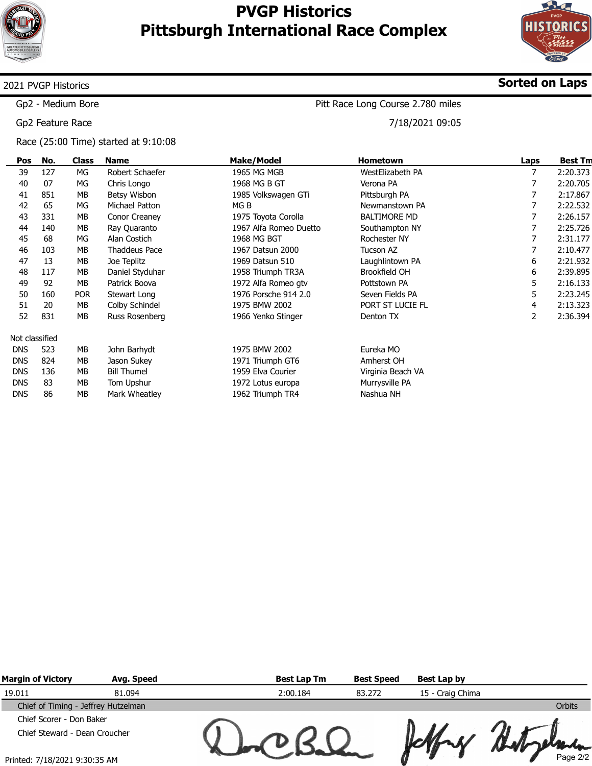# PVGP Historics
# Pittsburgh International Race Complex

2021 PVGP Historics **Sorted on Laps**

Gp2 - Medium Bore — Pitt Race Long Course 2.780 miles

Gp2 Feature Race — 7/18/2021 09:05

Race (25:00 Time) started at 9:10:08

| Pos | No. | Class | Name | Make/Model | Hometown | Laps | Best Tm |
|---|---|---|---|---|---|---|---|
| 39 | 127 | MG | Robert Schaefer | 1965 MG MGB | WestElizabeth PA | 7 | 2:20.373 |
| 40 | 07 | MG | Chris Longo | 1968 MG B GT | Verona PA | 7 | 2:20.705 |
| 41 | 851 | MB | Betsy Wisbon | 1985 Volkswagen GTi | Pittsburgh PA | 7 | 2:17.867 |
| 42 | 65 | MG | Michael Patton | MG B | Newmanstown PA | 7 | 2:22.532 |
| 43 | 331 | MB | Conor Creaney | 1975 Toyota Corolla | BALTIMORE MD | 7 | 2:26.157 |
| 44 | 140 | MB | Ray Quaranto | 1967 Alfa Romeo Duetto | Southampton NY | 7 | 2:25.726 |
| 45 | 68 | MG | Alan Costich | 1968 MG BGT | Rochester NY | 7 | 2:31.177 |
| 46 | 103 | MB | Thaddeus Pace | 1967 Datsun 2000 | Tucson AZ | 7 | 2:10.477 |
| 47 | 13 | MB | Joe Teplitz | 1969 Datsun 510 | Laughlintown PA | 6 | 2:21.932 |
| 48 | 117 | MB | Daniel Styduhar | 1958 Triumph TR3A | Brookfield OH | 6 | 2:39.895 |
| 49 | 92 | MB | Patrick Boova | 1972 Alfa Romeo gtv | Pottstown PA | 5 | 2:16.133 |
| 50 | 160 | POR | Stewart Long | 1976 Porsche 914 2.0 | Seven Fields PA | 5 | 2:23.245 |
| 51 | 20 | MB | Colby Schindel | 1975 BMW 2002 | PORT ST LUCIE FL | 4 | 2:13.323 |
| 52 | 831 | MB | Russ Rosenberg | 1966 Yenko Stinger | Denton TX | 2 | 2:36.394 |

Not classified

| Pos | No. | Class | Name | Make/Model | Hometown |
|---|---|---|---|---|---|
| DNS | 523 | MB | John Barhydt | 1975 BMW 2002 | Eureka MO |
| DNS | 824 | MB | Jason Sukey | 1971 Triumph GT6 | Amherst OH |
| DNS | 136 | MB | Bill Thumel | 1959 Elva Courier | Virginia Beach VA |
| DNS | 83 | MB | Tom Upshur | 1972 Lotus europa | Murrysville PA |
| DNS | 86 | MB | Mark Wheatley | 1962 Triumph TR4 | Nashua NH |

| Margin of Victory | Avg. Speed | Best Lap Tm | Best Speed | Best Lap by |
|---|---|---|---|---|
| 19.011 | 81.094 | 2:00.184 | 83.272 | 15 - Craig Chima |

Chief of Timing - Jeffrey Hutzelman — Orbits

Chief Scorer - Don Baker

Chief Steward - Dean Croucher

Printed: 7/18/2021 9:30:35 AM